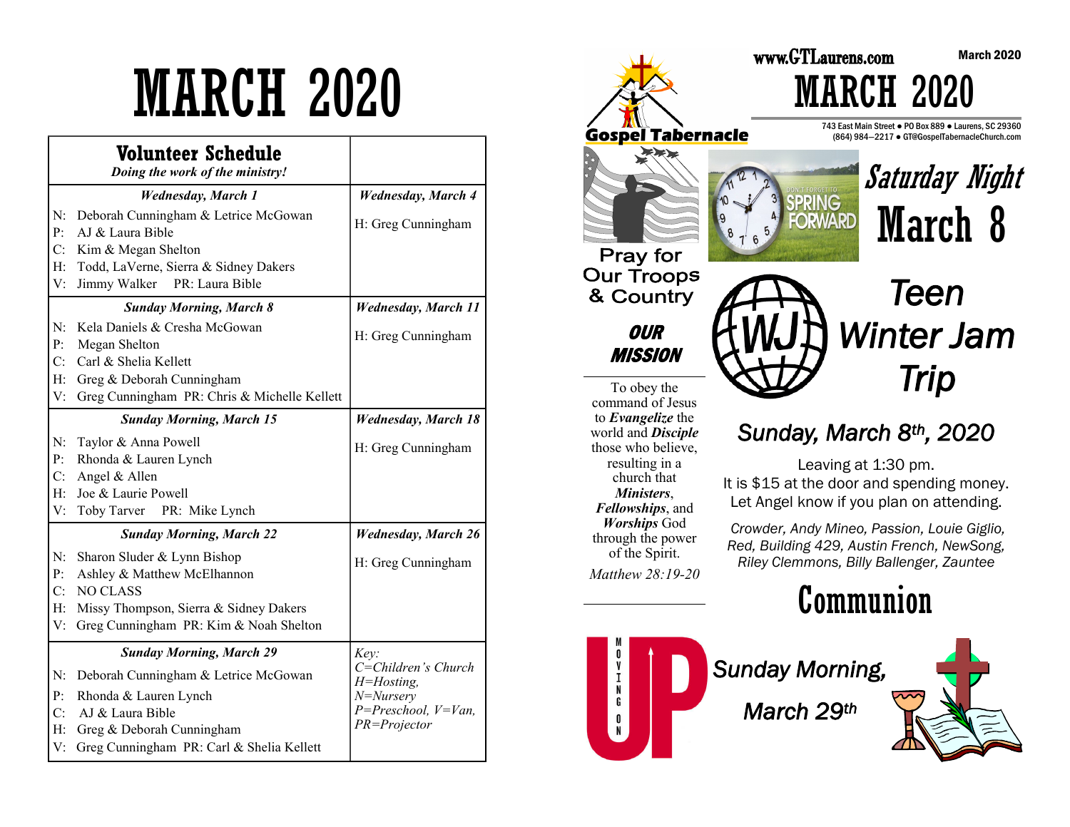# MARCH 2020

| Volunteer Schedule *Doing the work of the ministry!* | |
|---|---|
| ***Wednesday, March 1*** | ***Wednesday, March 4*** |
| N: Deborah Cunningham & Letrice McGowan<br>P: AJ & Laura Bible<br>C: Kim & Megan Shelton<br>H: Todd, LaVerne, Sierra & Sidney Dakers<br>V: Jimmy Walker PR: Laura Bible | H: Greg Cunningham |
| ***Sunday Morning, March 8*** | ***Wednesday, March 11*** |
| N: Kela Daniels & Cresha McGowan<br>P: Megan Shelton<br>C: Carl & Shelia Kellett<br>H: Greg & Deborah Cunningham<br>V: Greg Cunningham PR: Chris & Michelle Kellett | H: Greg Cunningham |
| ***Sunday Morning, March 15*** | ***Wednesday, March 18*** |
| N: Taylor & Anna Powell<br>P: Rhonda & Lauren Lynch<br>C: Angel & Allen<br>H: Joe & Laurie Powell<br>V: Toby Tarver PR: Mike Lynch | H: Greg Cunningham |
| ***Sunday Morning, March 22*** | ***Wednesday, March 26*** |
| N: Sharon Sluder & Lynn Bishop<br>P: Ashley & Matthew McElhannon<br>C: NO CLASS<br>H: Missy Thompson, Sierra & Sidney Dakers<br>V: Greg Cunningham PR: Kim & Noah Shelton | H: Greg Cunningham |
| ***Sunday Morning, March 29*** | *Key:*<br>*C=Children's Church*<br>*H=Hosting,*<br>*N=Nursery*<br>*P=Preschool, V=Van,*<br>*PR=Projector* |
| N: Deborah Cunningham & Letrice McGowan<br>P: Rhonda & Lauren Lynch<br>C: AJ & Laura Bible<br>H: Greg & Deborah Cunningham<br>V: Greg Cunningham PR: Carl & Shelia Kellett | |

**Gospel Tabernacle**

www.GTLaurens.com

March 2020

# MARCH 2020

743 East Main Street ● PO Box 889 ● Laurens, SC 29360
(864) 984—2217 ● GT@GospelTabernacleChurch.com

**Pray for Our Troops & Country**

## OUR MISSION

To obey the command of Jesus to ***Evangelize*** the world and ***Disciple*** those who believe, resulting in a church that ***Ministers***, ***Fellowships***, and ***Worships*** God through the power of the Spirit.

*Matthew 28:19-20*

DON'T FORGET TO SPRING FORWARD

## *Saturday Night* March 8

## *Teen Winter Jam Trip*

### *Sunday, March 8th, 2020*

Leaving at 1:30 pm.
It is $15 at the door and spending money.
Let Angel know if you plan on attending.

*Crowder, Andy Mineo, Passion, Louie Giglio, Red, Building 429, Austin French, NewSong, Riley Clemmons, Billy Ballenger, Zauntee*

## Communion

MOVING ON UP

### *Sunday Morning, March 29th*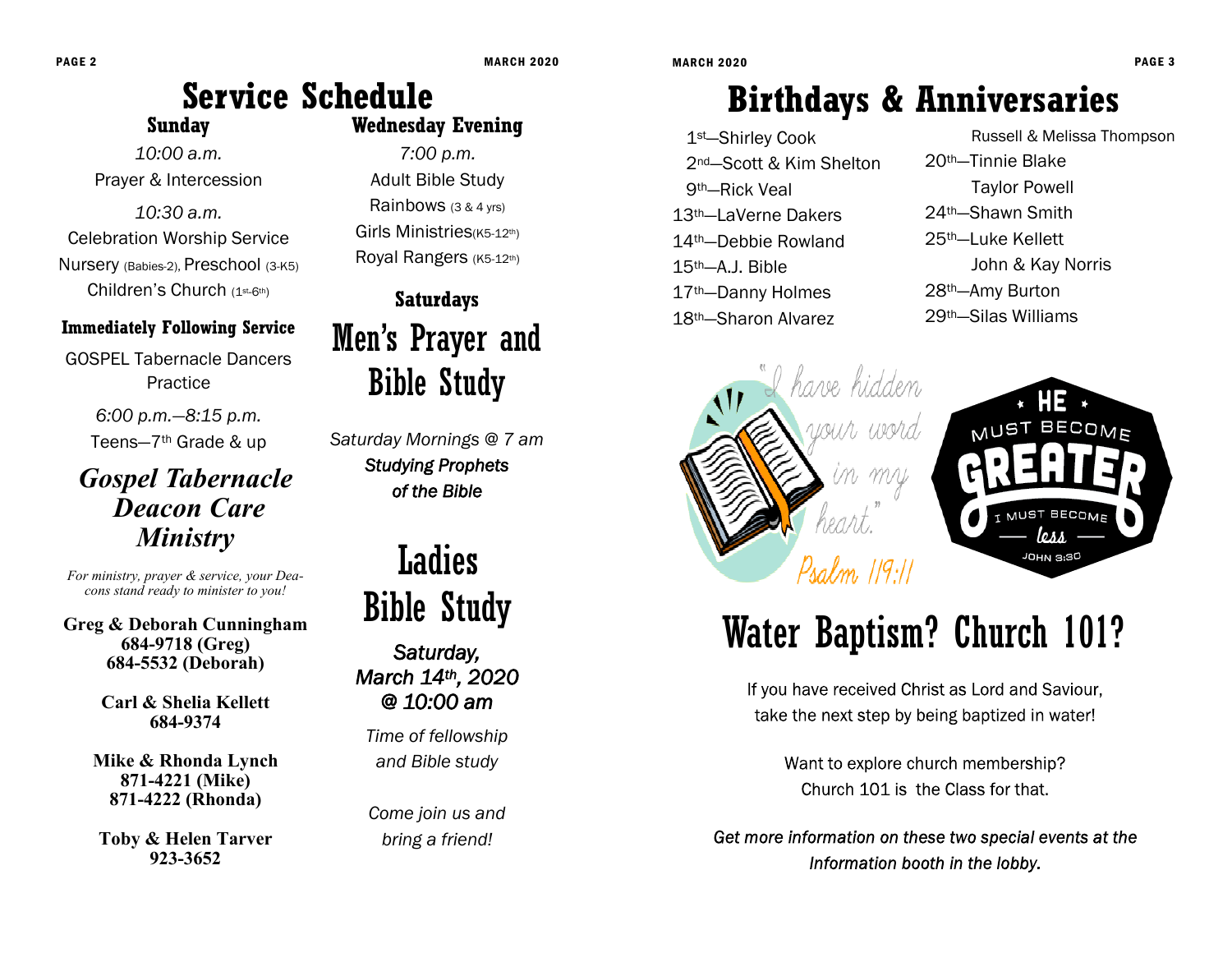# Service Schedule

## Sunday

*10:00 a.m.*

Prayer & Intercession

*10:30 a.m.*

Celebration Worship Service

Nursery (Babies-2), Preschool (3-K5)

Children's Church (1st-6th)

### Immediately Following Service

GOSPEL Tabernacle Dancers Practice

*6:00 p.m.—8:15 p.m.*

Teens—7th Grade & up

## *Gospel Tabernacle Deacon Care Ministry*

*For ministry, prayer & service, your Deacons stand ready to minister to you!*

**Greg & Deborah Cunningham**
**684-9718 (Greg)**
**684-5532 (Deborah)**

**Carl & Shelia Kellett**
**684-9374**

**Mike & Rhonda Lynch**
**871-4221 (Mike)**
**871-4222 (Rhonda)**

**Toby & Helen Tarver**
**923-3652**

## Wednesday Evening

*7:00 p.m.*

Adult Bible Study

Rainbows (3 & 4 yrs)

Girls Ministries (K5-12th)

Royal Rangers (K5-12th)

## Saturdays

# Men's Prayer and Bible Study

*Saturday Mornings @ 7 am*

***Studying Prophets of the Bible***

# Ladies Bible Study

***Saturday, March 14th, 2020 @ 10:00 am***

*Time of fellowship and Bible study*

*Come join us and bring a friend!*

# Birthdays & Anniversaries

1st—Shirley Cook
2nd—Scott & Kim Shelton
9th—Rick Veal
13th—LaVerne Dakers
14th—Debbie Rowland
15th—A.J. Bible
17th—Danny Holmes
18th—Sharon Alvarez
Russell & Melissa Thompson
20th—Tinnie Blake
Taylor Powell
24th—Shawn Smith
25th—Luke Kellett
John & Kay Norris
28th—Amy Burton
29th—Silas Williams

"I have hidden your word in my heart."
Psalm 119:11

HE MUST BECOME GREATER
I MUST BECOME less
JOHN 3:30

# Water Baptism? Church 101?

If you have received Christ as Lord and Saviour, take the next step by being baptized in water!

Want to explore church membership? Church 101 is the Class for that.

*Get more information on these two special events at the Information booth in the lobby.*